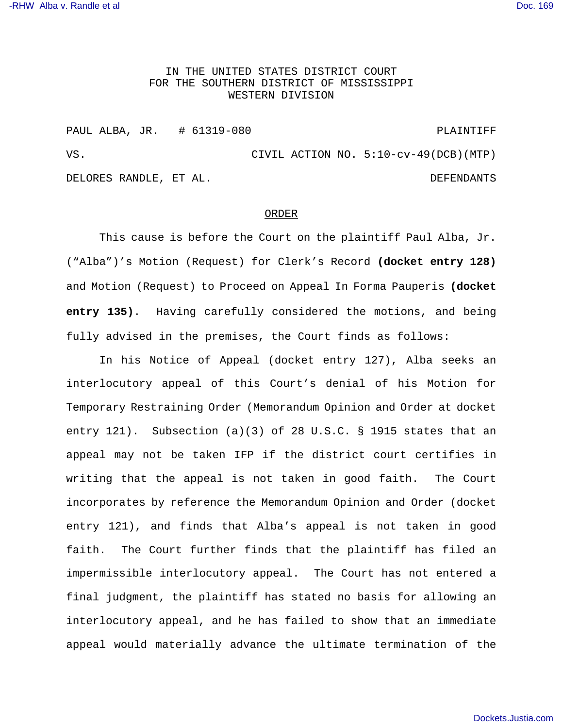IN THE UNITED STATES DISTRICT COURT
FOR THE SOUTHERN DISTRICT OF MISSISSIPPI
WESTERN DIVISION

PAUL ALBA, JR. # 61319-080 PLAINTIFF

VS. CIVIL ACTION NO. 5:10-cv-49(DCB)(MTP)

DELORES RANDLE, ET AL. DEFENDANTS

## ORDER

This cause is before the Court on the plaintiff Paul Alba, Jr. ("Alba")'s Motion (Request) for Clerk's Record **(docket entry 128)** and Motion (Request) to Proceed on Appeal In Forma Pauperis **(docket entry 135)**. Having carefully considered the motions, and being fully advised in the premises, the Court finds as follows:

In his Notice of Appeal (docket entry 127), Alba seeks an interlocutory appeal of this Court's denial of his Motion for Temporary Restraining Order (Memorandum Opinion and Order at docket entry 121). Subsection (a)(3) of 28 U.S.C. § 1915 states that an appeal may not be taken IFP if the district court certifies in writing that the appeal is not taken in good faith. The Court incorporates by reference the Memorandum Opinion and Order (docket entry 121), and finds that Alba's appeal is not taken in good faith. The Court further finds that the plaintiff has filed an impermissible interlocutory appeal. The Court has not entered a final judgment, the plaintiff has stated no basis for allowing an interlocutory appeal, and he has failed to show that an immediate appeal would materially advance the ultimate termination of the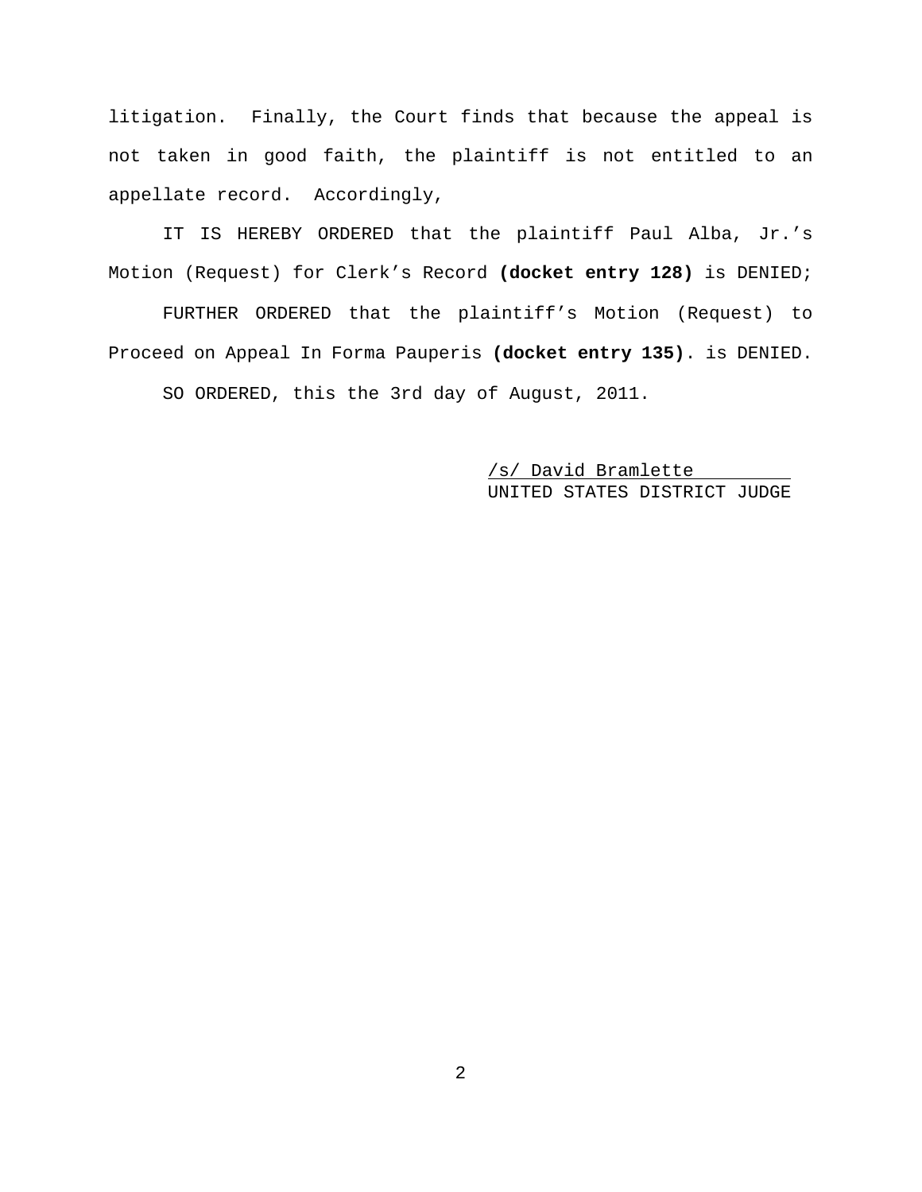litigation. Finally, the Court finds that because the appeal is not taken in good faith, the plaintiff is not entitled to an appellate record. Accordingly,

IT IS HEREBY ORDERED that the plaintiff Paul Alba, Jr.'s Motion (Request) for Clerk's Record **(docket entry 128)** is DENIED;

FURTHER ORDERED that the plaintiff's Motion (Request) to Proceed on Appeal In Forma Pauperis **(docket entry 135)**. is DENIED.

SO ORDERED, this the 3rd day of August, 2011.

/s/ David Bramlette
UNITED STATES DISTRICT JUDGE